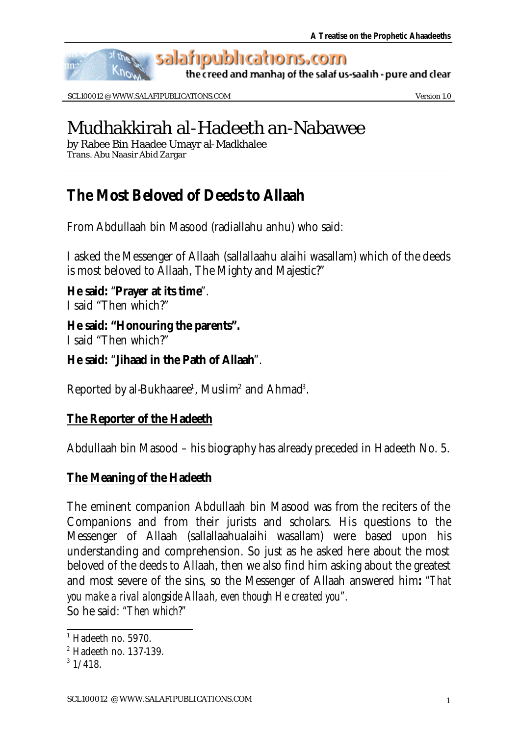# Mudhakkirah al-Hadeeth an-Nabawee

by Rabee Bin Haadee Umayr al-Madkhalee
Trans. Abu Naasir Abid Zargar

## The Most Beloved of Deeds to Allaah

From Abdullaah bin Masood (radiallahu anhu) who said:

I asked the Messenger of Allaah (sallallaahu alaihi wasallam) which of the deeds is most beloved to Allaah, The Mighty and Majestic?"

**He said:** "**Prayer at its time**".
I said "Then which?"

**He said: "Honouring the parents".**
I said "Then which?"

**He said:** "**Jihaad in the Path of Allaah**".

Reported by al-Bukhaaree[1], Muslim[2] and Ahmad[3].

### The Reporter of the Hadeeth

Abdullaah bin Masood – his biography has already preceded in Hadeeth No. 5.

### The Meaning of the Hadeeth

The eminent companion Abdullaah bin Masood was from the reciters of the Companions and from their jurists and scholars. His questions to the Messenger of Allaah (sallallaahualaihi wasallam) were based upon his understanding and comprehension. So just as he asked here about the most beloved of the deeds to Allaah, then we also find him asking about the greatest and most severe of the sins, so the Messenger of Allaah answered him**:** *"That you make a rival alongside Allaah, even though He created you".*
So he said: *"Then which?"*

---

[1] Hadeeth no. 5970.
[2] Hadeeth no. 137-139.
[3] 1/418.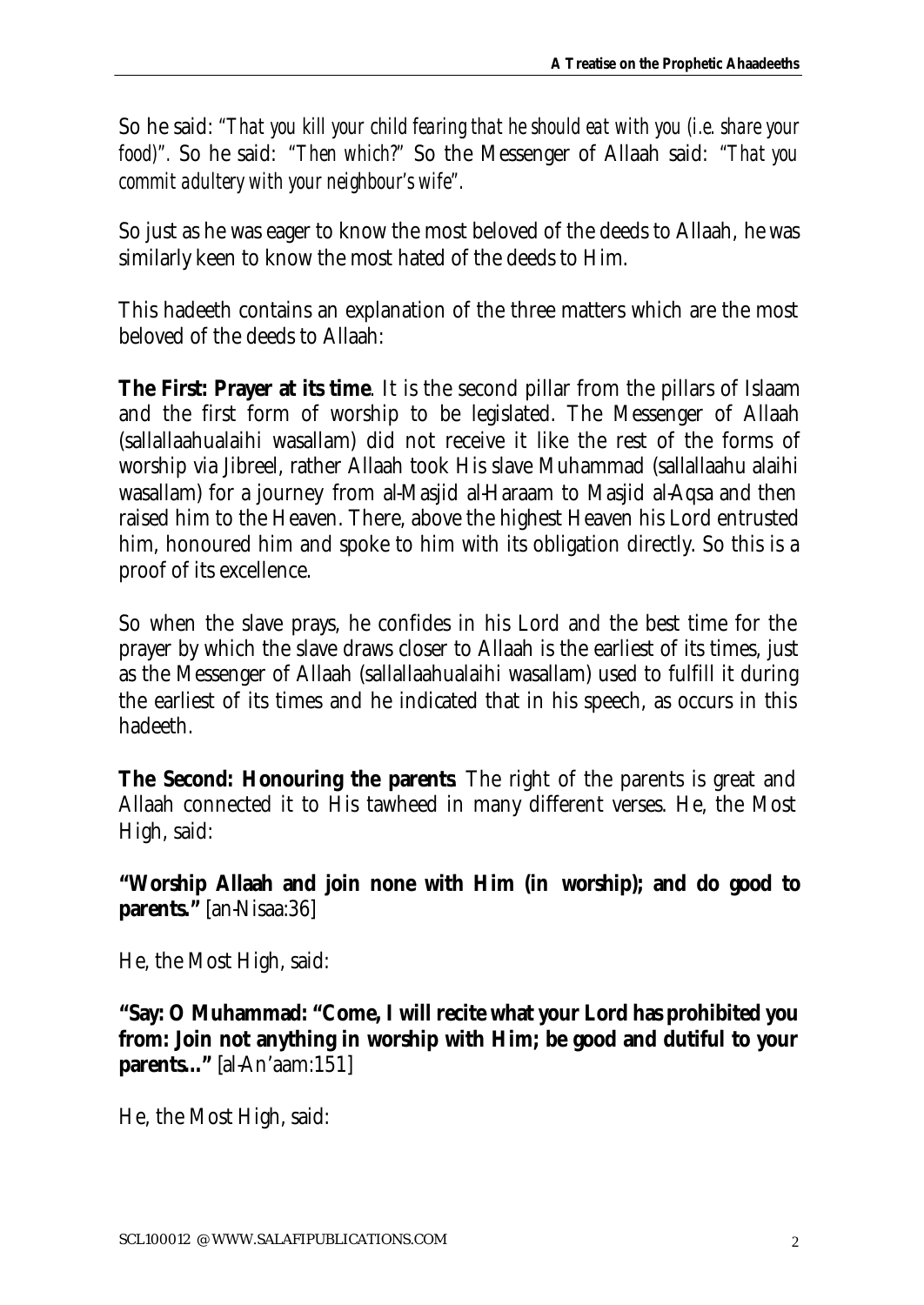So he said: *"That you kill your child fearing that he should eat with you (i.e. share your food)".* So he said: *"Then which?"* So the Messenger of Allaah said: *"That you commit adultery with your neighbour's wife".*

So just as he was eager to know the most beloved of the deeds to Allaah, he was similarly keen to know the most hated of the deeds to Him.

This hadeeth contains an explanation of the three matters which are the most beloved of the deeds to Allaah:

**The First: Prayer at its time**. It is the second pillar from the pillars of Islaam and the first form of worship to be legislated. The Messenger of Allaah (sallallaahualaihi wasallam) did not receive it like the rest of the forms of worship via Jibreel, rather Allaah took His slave Muhammad (sallallaahu alaihi wasallam) for a journey from al-Masjid al-Haraam to Masjid al-Aqsa and then raised him to the Heaven. There, above the highest Heaven his Lord entrusted him, honoured him and spoke to him with its obligation directly. So this is a proof of its excellence.

So when the slave prays, he confides in his Lord and the best time for the prayer by which the slave draws closer to Allaah is the earliest of its times, just as the Messenger of Allaah (sallallaahualaihi wasallam) used to fulfill it during the earliest of its times and he indicated that in his speech, as occurs in this hadeeth.

**The Second: Honouring the parents**. The right of the parents is great and Allaah connected it to His tawheed in many different verses. He, the Most High, said:

**"Worship Allaah and join none with Him (in worship); and do good to parents."** [an-Nisaa:36]

He, the Most High, said:

**"Say: O Muhammad: "Come, I will recite what your Lord has prohibited you from: Join not anything in worship with Him; be good and dutiful to your parents..."** [al-An'aam:151]

He, the Most High, said: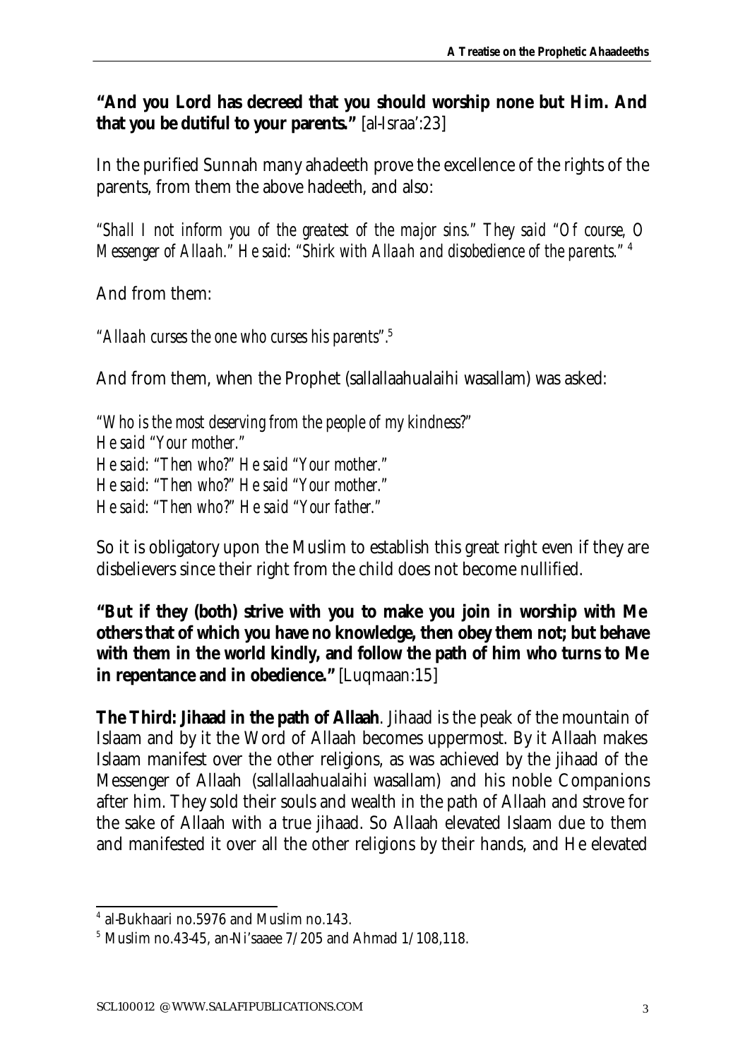**"And you Lord has decreed that you should worship none but Him. And that you be dutiful to your parents."** [al-Israa':23]

In the purified Sunnah many ahadeeth prove the excellence of the rights of the parents, from them the above hadeeth, and also:

*"Shall I not inform you of the greatest of the major sins." They said "Of course, O Messenger of Allaah." He said: "Shirk with Allaah and disobedience of the parents."* [4]

And from them:

*"Allaah curses the one who curses his parents".*[5]

And from them, when the Prophet (sallallaahualaihi wasallam) was asked:

*"Who is the most deserving from the people of my kindness?"*
*He said "Your mother."*
*He said: "Then who?" He said "Your mother."*
*He said: "Then who?" He said "Your mother."*
*He said: "Then who?" He said "Your father."*

So it is obligatory upon the Muslim to establish this great right even if they are disbelievers since their right from the child does not become nullified.

**"But if they (both) strive with you to make you join in worship with Me others that of which you have no knowledge, then obey them not; but behave with them in the world kindly, and follow the path of him who turns to Me in repentance and in obedience."** [Luqmaan:15]

**The Third: Jihaad in the path of Allaah**. Jihaad is the peak of the mountain of Islaam and by it the Word of Allaah becomes uppermost. By it Allaah makes Islaam manifest over the other religions, as was achieved by the jihaad of the Messenger of Allaah (sallallaahualaihi wasallam) and his noble Companions after him. They sold their souls and wealth in the path of Allaah and strove for the sake of Allaah with a true jihaad. So Allaah elevated Islaam due to them and manifested it over all the other religions by their hands, and He elevated

---

[4] al-Bukhaari no.5976 and Muslim no.143.

[5] Muslim no.43-45, an-Ni'saaee 7/205 and Ahmad 1/108,118.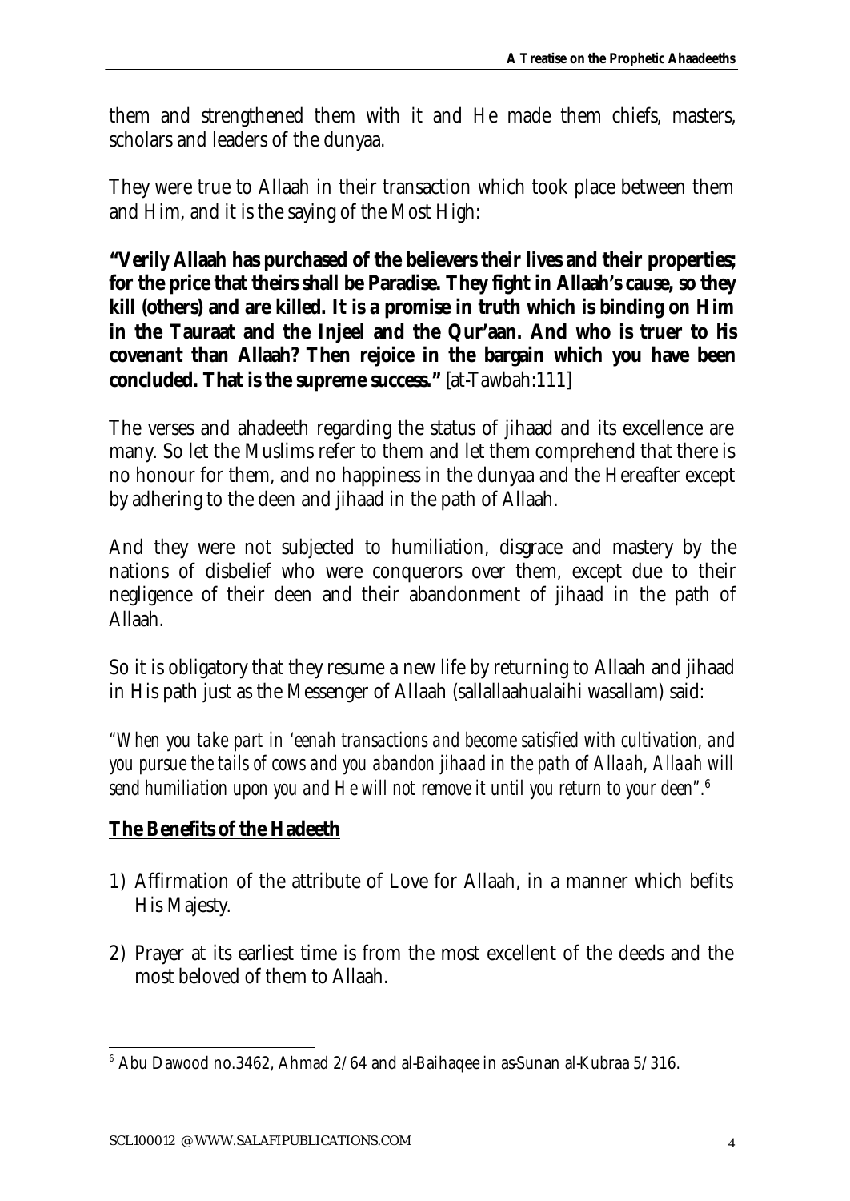them and strengthened them with it and He made them chiefs, masters, scholars and leaders of the dunyaa.

They were true to Allaah in their transaction which took place between them and Him, and it is the saying of the Most High:

**"Verily Allaah has purchased of the believers their lives and their properties; for the price that theirs shall be Paradise. They fight in Allaah's cause, so they kill (others) and are killed. It is a promise in truth which is binding on Him in the Tauraat and the Injeel and the Qur'aan. And who is truer to his covenant than Allaah? Then rejoice in the bargain which you have been concluded. That is the supreme success."** [at-Tawbah:111]

The verses and ahadeeth regarding the status of jihaad and its excellence are many. So let the Muslims refer to them and let them comprehend that there is no honour for them, and no happiness in the dunyaa and the Hereafter except by adhering to the deen and jihaad in the path of Allaah.

And they were not subjected to humiliation, disgrace and mastery by the nations of disbelief who were conquerors over them, except due to their negligence of their deen and their abandonment of jihaad in the path of Allaah.

So it is obligatory that they resume a new life by returning to Allaah and jihaad in His path just as the Messenger of Allaah (sallallaahualaihi wasallam) said:

*"When you take part in 'eenah transactions and become satisfied with cultivation, and you pursue the tails of cows and you abandon jihaad in the path of Allaah, Allaah will send humiliation upon you and He will not remove it until you return to your deen".*[6]

## The Benefits of the Hadeeth

1) Affirmation of the attribute of Love for Allaah, in a manner which befits His Majesty.

2) Prayer at its earliest time is from the most excellent of the deeds and the most beloved of them to Allaah.

---

[6] Abu Dawood no.3462, Ahmad 2/64 and al-Baihaqee in as-Sunan al-Kubraa 5/316.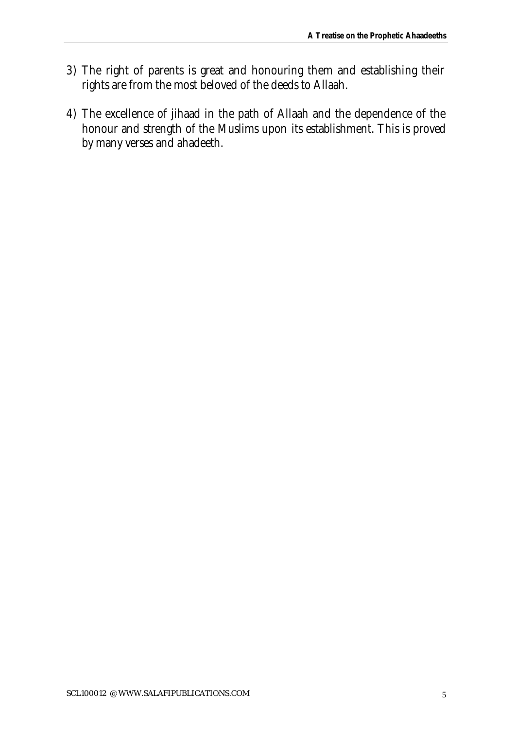3) The right of parents is great and honouring them and establishing their rights are from the most beloved of the deeds to Allaah.

4) The excellence of jihaad in the path of Allaah and the dependence of the honour and strength of the Muslims upon its establishment. This is proved by many verses and ahadeeth.